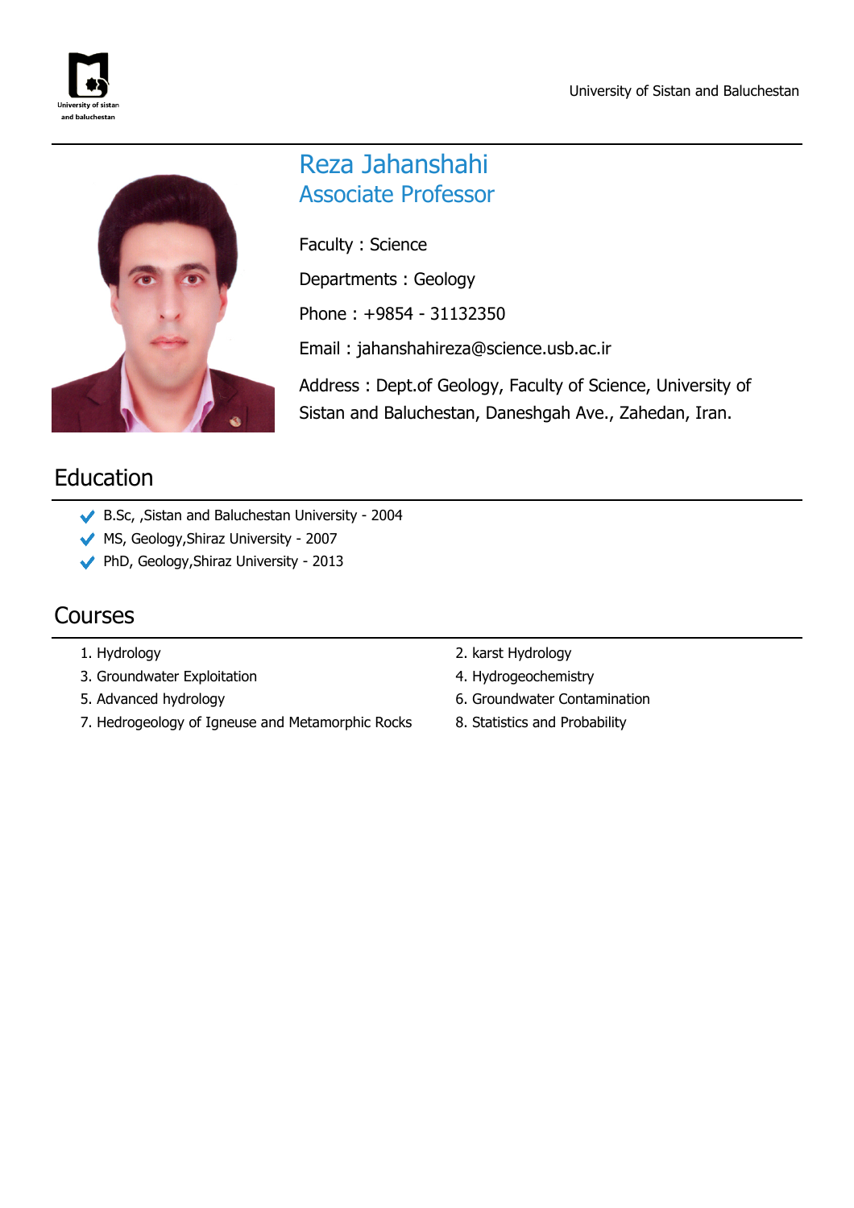# Reza Jahanshahi

## Associate Professor

Faculty : Science

Departments : Geology

Phone : +9854 - 31132350

Email : jahanshahireza@science.usb.ac.ir

Address : Dept.of Geology, Faculty of Science, University of Sistan and Baluchestan, Daneshgah Ave., Zahedan, Iran.

## Education

- B.Sc, ,Sistan and Baluchestan University - 2004
- MS, Geology,Shiraz University - 2007
- PhD, Geology,Shiraz University - 2013

## Courses

1. Hydrology
2. karst Hydrology
3. Groundwater Exploitation
4. Hydrogeochemistry
5. Advanced hydrology
6. Groundwater Contamination
7. Hedrogeology of Igneuse and Metamorphic Rocks
8. Statistics and Probability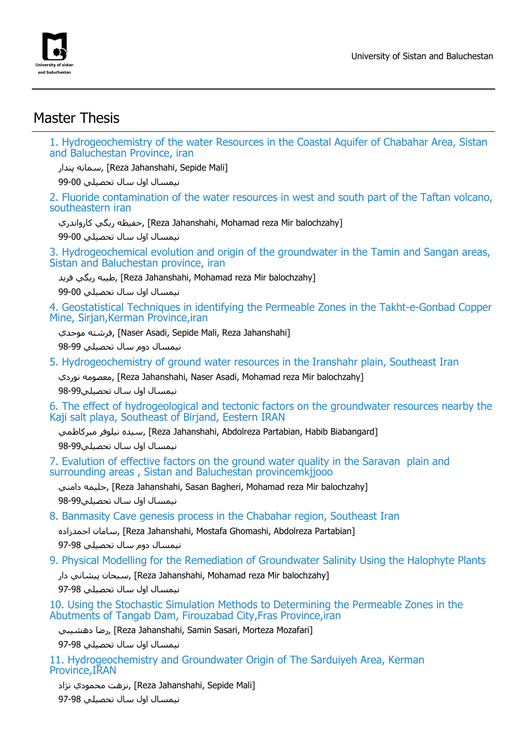# Master Thesis

1. Hydrogeochemistry of the water Resources in the Coastal Aquifer of Chabahar Area, Sistan and Baluchestan Province, iran

   سمانه پندار, [Reza Jahanshahi, Sepide Mali]

   نيمسال اول سال تحصيلي 00-99

2. Fluoride contamination of the water resources in west and south part of the Taftan volcano, southeastern iran

   حفيظه ريگي كاروانددي, [Reza Jahanshahi, Mohamad reza Mir balochzahy]

   نيمسال اول سال تحصيلي 00-99

3. Hydrogeochemical evolution and origin of the groundwater in the Tamin and Sangan areas, Sistan and Baluchestan province, iran

   طيبه ريگي فريد, [Reza Jahanshahi, Mohamad reza Mir balochzahy]

   نيمسال اول سال تحصيلي 00-99

4. Geostatistical Techniques in identifying the Permeable Zones in the Takht-e-Gonbad Copper Mine, Sirjan,Kerman Province,iran

   فرشته موحدي, [Naser Asadi, Sepide Mali, Reza Jahanshahi]

   نيمسال دوم سال تحصيلي 99-98

5. Hydrogeochemistry of ground water resources in the Iranshahr plain, Southeast Iran

   معصومه نوردي, [Reza Jahanshahi, Naser Asadi, Mohamad reza Mir balochzahy]

   نيمسال اول سال تحصيلي99-98

6. The effect of hydrogeological and tectonic factors on the groundwater resources nearby the Kaji salt playa, Southeast of Birjand, Eestern IRAN

   سيده نيلوفر ميركاظمي, [Reza Jahanshahi, Abdolreza Partabian, Habib Biabangard]

   نيمسال اول سال تحصيلي99-98

7. Evalution of effective factors on the ground water quality in the Saravan plain and surrounding areas , Sistan and Baluchestan provincemkjjooo

   حليمه دامني, [Reza Jahanshahi, Sasan Bagheri, Mohamad reza Mir balochzahy]

   نيمسال اول سال تحصيلي99-98

8. Banmasity Cave genesis process in the Chabahar region, Southeast Iran

   سامان احمدزاده, [Reza Jahanshahi, Mostafa Ghomashi, Abdolreza Partabian]

   نيمسال دوم سال تحصيلي 98-97

9. Physical Modelling for the Remediation of Groundwater Salinity Using the Halophyte Plants

   سبحان پيشاني دار, [Reza Jahanshahi, Mohamad reza Mir balochzahy]

   نيمسال اول سال تحصيلي 98-97

10. Using the Stochastic Simulation Methods to Determining the Permeable Zones in the Abutments of Tangab Dam, Firouzabad City,Fras Province,iran

    رضا دهشيبي, [Reza Jahanshahi, Samin Sasari, Morteza Mozafari]

    نيمسال اول سال تحصيلي 98-97

11. Hydrogeochemistry and Groundwater Origin of The Sarduiyeh Area, Kerman Province,IRAN

    نزهت محمودي نژاد, [Reza Jahanshahi, Sepide Mali]

    نيمسال اول سال تحصيلي 98-97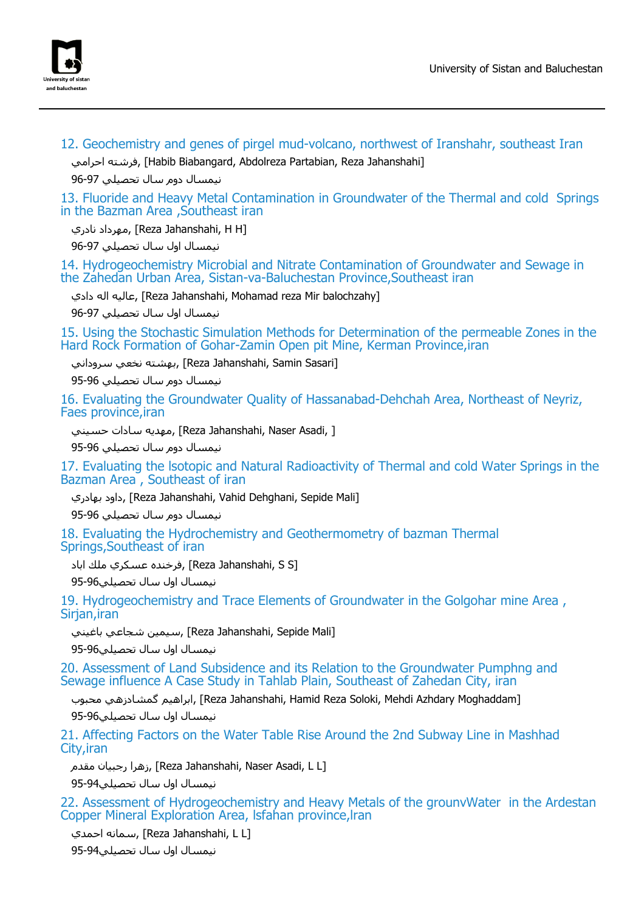12. Geochemistry and genes of pirgel mud-volcano, northwest of Iranshahr, southeast Iran

فرشته احرامي, [Habib Biabangard, Abdolreza Partabian, Reza Jahanshahi]

نيمسال دوم سال تحصيلي 97-96

13. Fluoride and Heavy Metal Contamination in Groundwater of the Thermal and cold Springs in the Bazman Area ,Southeast iran

مهرداد نادري, [Reza Jahanshahi, H H]

نيمسال اول سال تحصيلي 97-96

14. Hydrogeochemistry Microbial and Nitrate Contamination of Groundwater and Sewage in the Zahedan Urban Area, Sistan-va-Baluchestan Province,Southeast iran

عاليه اله دادي, [Reza Jahanshahi, Mohamad reza Mir balochzahy]

نيمسال اول سال تحصيلي 97-96

15. Using the Stochastic Simulation Methods for Determination of the permeable Zones in the Hard Rock Formation of Gohar-Zamin Open pit Mine, Kerman Province,iran

بهشته نخعي سروداني, [Reza Jahanshahi, Samin Sasari]

نيمسال دوم سال تحصيلي 96-95

16. Evaluating the Groundwater Quality of Hassanabad-Dehchah Area, Northeast of Neyriz, Faes province,iran

مهديه سادات حسيني, [Reza Jahanshahi, Naser Asadi, ]

نيمسال دوم سال تحصيلي 96-95

17. Evaluating the Isotopic and Natural Radioactivity of Thermal and cold Water Springs in the Bazman Area , Southeast of iran

داود بهادري, [Reza Jahanshahi, Vahid Dehghani, Sepide Mali]

نيمسال دوم سال تحصيلي 96-95

18. Evaluating the Hydrochemistry and Geothermometry of bazman Thermal Springs,Southeast of iran

فرخنده عسكري ملك اباد, [Reza Jahanshahi, S S]

نيمسال اول سال تحصيلي96-95

19. Hydrogeochemistry and Trace Elements of Groundwater in the Golgohar mine Area , Sirjan,iran

سيمين شجاعي باغيني, [Reza Jahanshahi, Sepide Mali]

نيمسال اول سال تحصيلي96-95

20. Assessment of Land Subsidence and its Relation to the Groundwater Pumphng and Sewage influence A Case Study in Tahlab Plain, Southeast of Zahedan City, iran

ابراهيم گمشادزهي محبوب, [Reza Jahanshahi, Hamid Reza Soloki, Mehdi Azhdary Moghaddam]

نيمسال اول سال تحصيلي96-95

21. Affecting Factors on the Water Table Rise Around the 2nd Subway Line in Mashhad City,iran

زهرا رجبيان مقدم, [Reza Jahanshahi, Naser Asadi, L L]

نيمسال اول سال تحصيلي95-94

22. Assessment of Hydrogeochemistry and Heavy Metals of the grounvWater in the Ardestan Copper Mineral Exploration Area, Isfahan province,Iran

سمانه احمدي, [Reza Jahanshahi, L L]

نيمسال اول سال تحصيلي95-94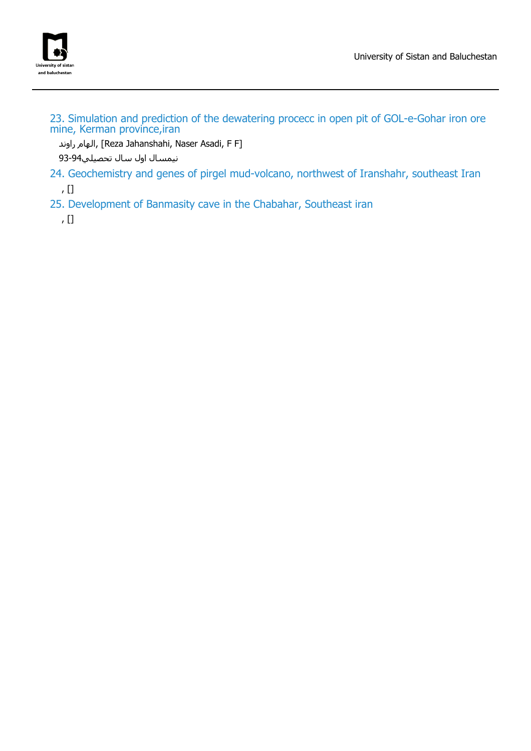23. Simulation and prediction of the dewatering procecc in open pit of GOL-e-Gohar iron ore mine, Kerman province,iran

الهام راوند, [Reza Jahanshahi, Naser Asadi, F F]

نيمسال اول سال تحصيلي94-93

24. Geochemistry and genes of pirgel mud-volcano, northwest of Iranshahr, southeast Iran

, []

25. Development of Banmasity cave in the Chabahar, Southeast iran

, []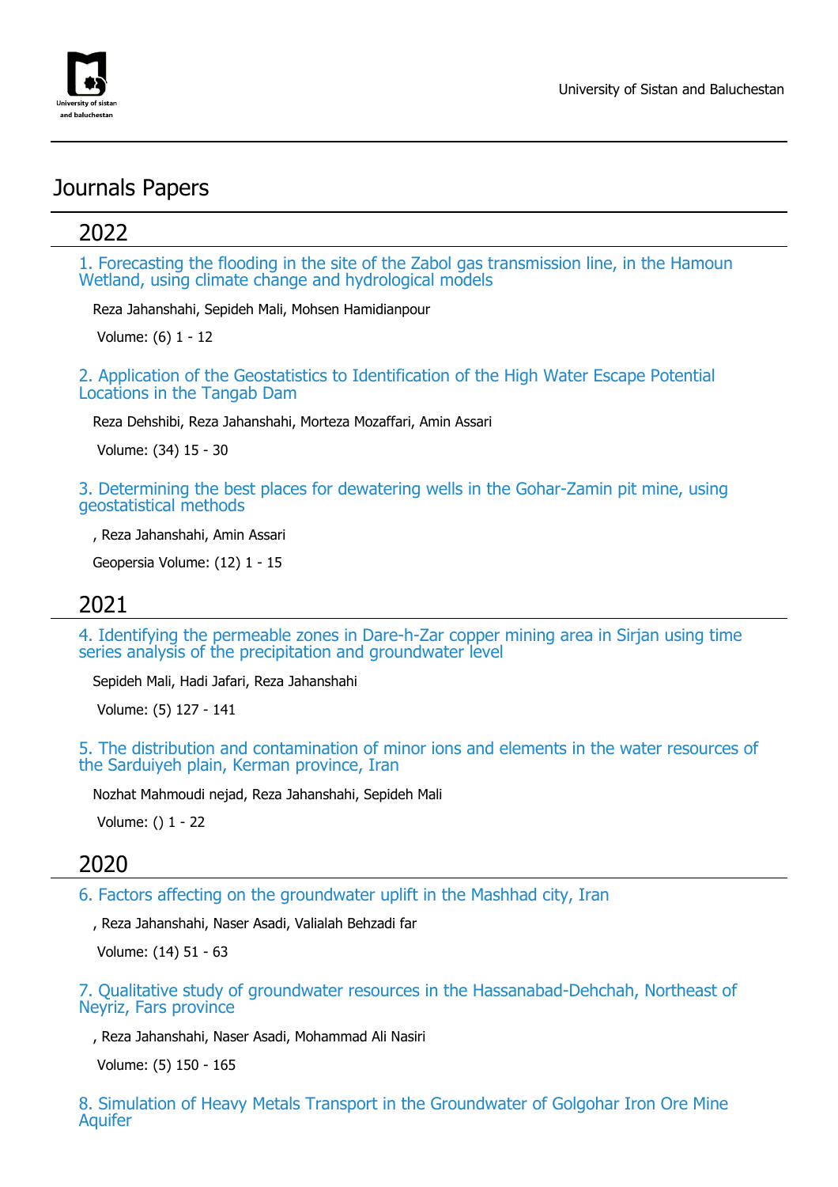# Journals Papers

## 2022

### 1. Forecasting the flooding in the site of the Zabol gas transmission line, in the Hamoun Wetland, using climate change and hydrological models

Reza Jahanshahi, Sepideh Mali, Mohsen Hamidianpour

Volume: (6) 1 - 12

### 2. Application of the Geostatistics to Identification of the High Water Escape Potential Locations in the Tangab Dam

Reza Dehshibi, Reza Jahanshahi, Morteza Mozaffari, Amin Assari

Volume: (34) 15 - 30

### 3. Determining the best places for dewatering wells in the Gohar-Zamin pit mine, using geostatistical methods

, Reza Jahanshahi, Amin Assari

Geopersia Volume: (12) 1 - 15

## 2021

### 4. Identifying the permeable zones in Dare-h-Zar copper mining area in Sirjan using time series analysis of the precipitation and groundwater level

Sepideh Mali, Hadi Jafari, Reza Jahanshahi

Volume: (5) 127 - 141

### 5. The distribution and contamination of minor ions and elements in the water resources of the Sarduiyeh plain, Kerman province, Iran

Nozhat Mahmoudi nejad, Reza Jahanshahi, Sepideh Mali

Volume: () 1 - 22

## 2020

### 6. Factors affecting on the groundwater uplift in the Mashhad city, Iran

, Reza Jahanshahi, Naser Asadi, Valialah Behzadi far

Volume: (14) 51 - 63

### 7. Qualitative study of groundwater resources in the Hassanabad-Dehchah, Northeast of Neyriz, Fars province

, Reza Jahanshahi, Naser Asadi, Mohammad Ali Nasiri

Volume: (5) 150 - 165

### 8. Simulation of Heavy Metals Transport in the Groundwater of Golgohar Iron Ore Mine Aquifer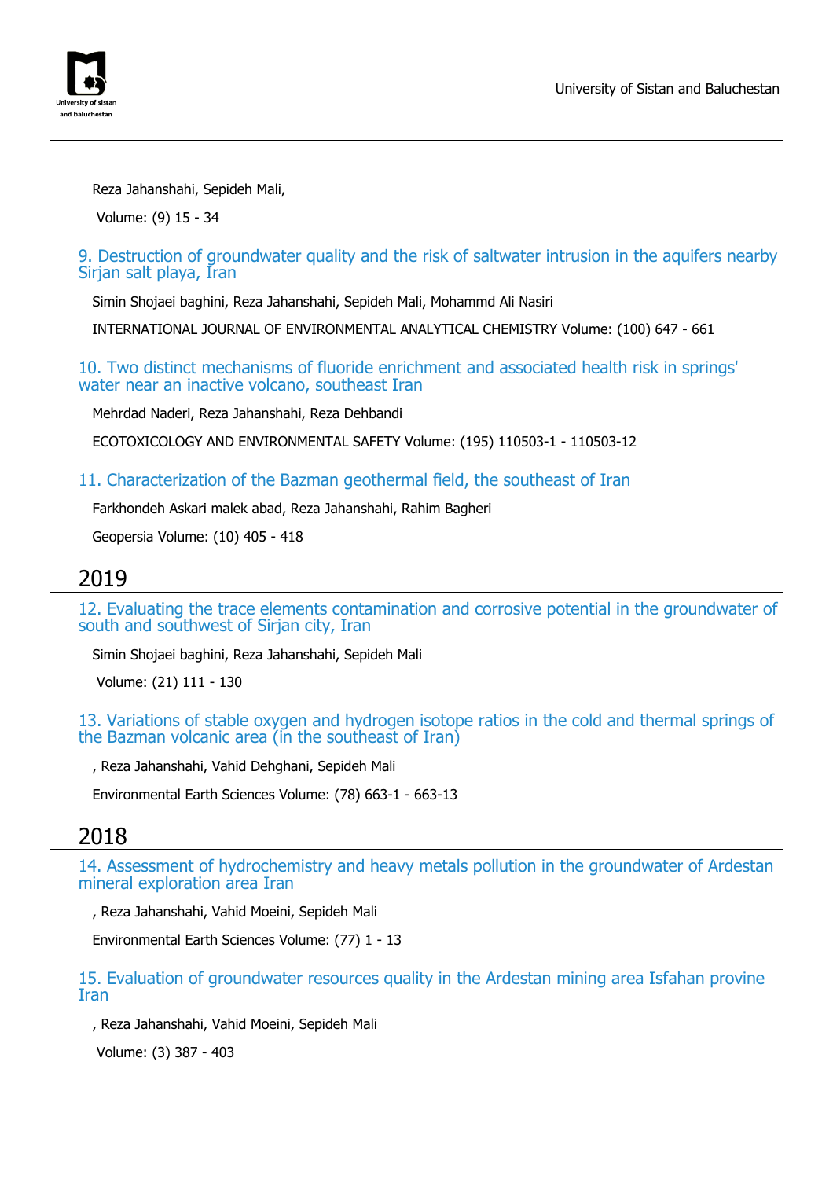Reza Jahanshahi, Sepideh Mali,

Volume: (9) 15 - 34

9. Destruction of groundwater quality and the risk of saltwater intrusion in the aquifers nearby Sirjan salt playa, Iran

Simin Shojaei baghini, Reza Jahanshahi, Sepideh Mali, Mohammd Ali Nasiri

INTERNATIONAL JOURNAL OF ENVIRONMENTAL ANALYTICAL CHEMISTRY Volume: (100) 647 - 661

10. Two distinct mechanisms of fluoride enrichment and associated health risk in springs' water near an inactive volcano, southeast Iran

Mehrdad Naderi, Reza Jahanshahi, Reza Dehbandi

ECOTOXICOLOGY AND ENVIRONMENTAL SAFETY Volume: (195) 110503-1 - 110503-12

11. Characterization of the Bazman geothermal field, the southeast of Iran

Farkhondeh Askari malek abad, Reza Jahanshahi, Rahim Bagheri

Geopersia Volume: (10) 405 - 418

## 2019

12. Evaluating the trace elements contamination and corrosive potential in the groundwater of south and southwest of Sirjan city, Iran

Simin Shojaei baghini, Reza Jahanshahi, Sepideh Mali

Volume: (21) 111 - 130

13. Variations of stable oxygen and hydrogen isotope ratios in the cold and thermal springs of the Bazman volcanic area (in the southeast of Iran)

, Reza Jahanshahi, Vahid Dehghani, Sepideh Mali

Environmental Earth Sciences Volume: (78) 663-1 - 663-13

## 2018

14. Assessment of hydrochemistry and heavy metals pollution in the groundwater of Ardestan mineral exploration area Iran

, Reza Jahanshahi, Vahid Moeini, Sepideh Mali

Environmental Earth Sciences Volume: (77) 1 - 13

15. Evaluation of groundwater resources quality in the Ardestan mining area Isfahan provine Iran

, Reza Jahanshahi, Vahid Moeini, Sepideh Mali

Volume: (3) 387 - 403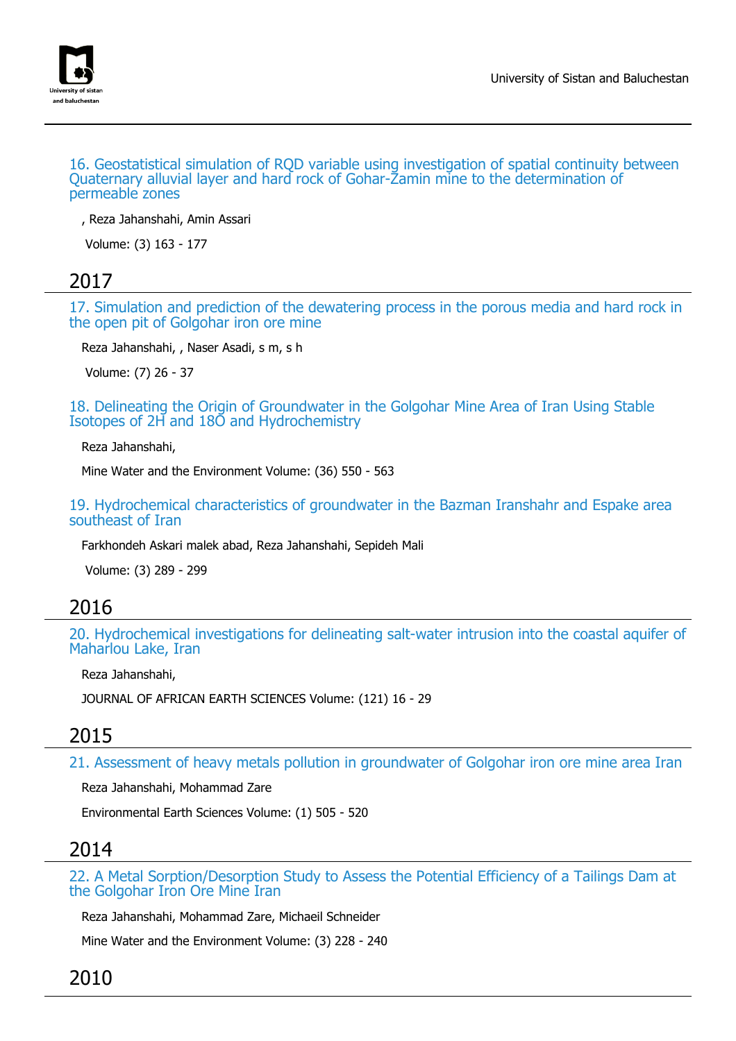16. Geostatistical simulation of RQD variable using investigation of spatial continuity between Quaternary alluvial layer and hard rock of Gohar-Zamin mine to the determination of permeable zones

, Reza Jahanshahi, Amin Assari

Volume: (3) 163 - 177

## 2017

17. Simulation and prediction of the dewatering process in the porous media and hard rock in the open pit of Golgohar iron ore mine

Reza Jahanshahi, , Naser Asadi, s m, s h

Volume: (7) 26 - 37

18. Delineating the Origin of Groundwater in the Golgohar Mine Area of Iran Using Stable Isotopes of 2H and 18O and Hydrochemistry

Reza Jahanshahi,

Mine Water and the Environment Volume: (36) 550 - 563

19. Hydrochemical characteristics of groundwater in the Bazman Iranshahr and Espake area southeast of Iran

Farkhondeh Askari malek abad, Reza Jahanshahi, Sepideh Mali

Volume: (3) 289 - 299

## 2016

20. Hydrochemical investigations for delineating salt-water intrusion into the coastal aquifer of Maharlou Lake, Iran

Reza Jahanshahi,

JOURNAL OF AFRICAN EARTH SCIENCES Volume: (121) 16 - 29

## 2015

21. Assessment of heavy metals pollution in groundwater of Golgohar iron ore mine area Iran

Reza Jahanshahi, Mohammad Zare

Environmental Earth Sciences Volume: (1) 505 - 520

## 2014

22. A Metal Sorption/Desorption Study to Assess the Potential Efficiency of a Tailings Dam at the Golgohar Iron Ore Mine Iran

Reza Jahanshahi, Mohammad Zare, Michaeil Schneider

Mine Water and the Environment Volume: (3) 228 - 240

## 2010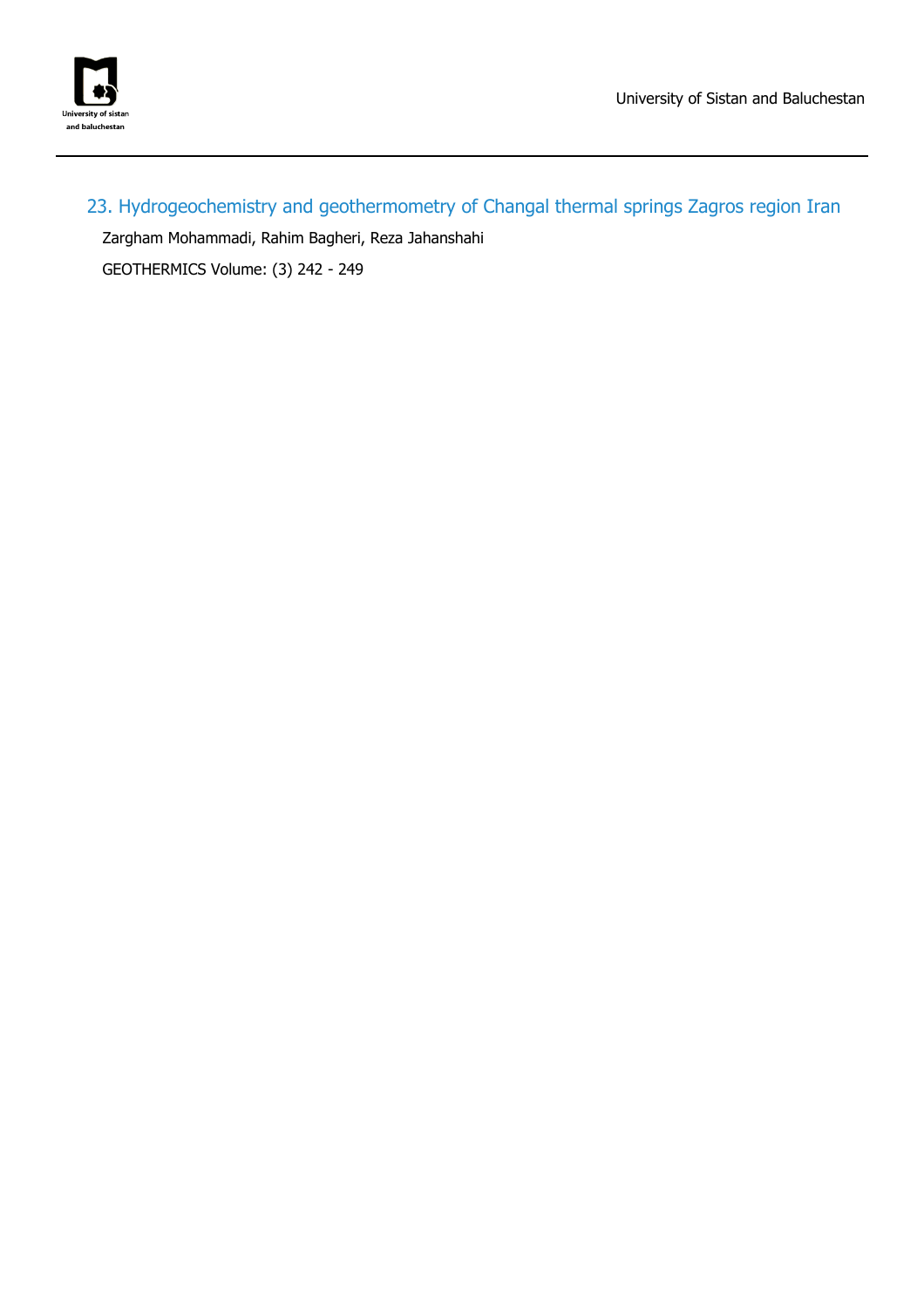23. Hydrogeochemistry and geothermometry of Changal thermal springs Zagros region Iran

Zargham Mohammadi, Rahim Bagheri, Reza Jahanshahi

GEOTHERMICS Volume: (3) 242 - 249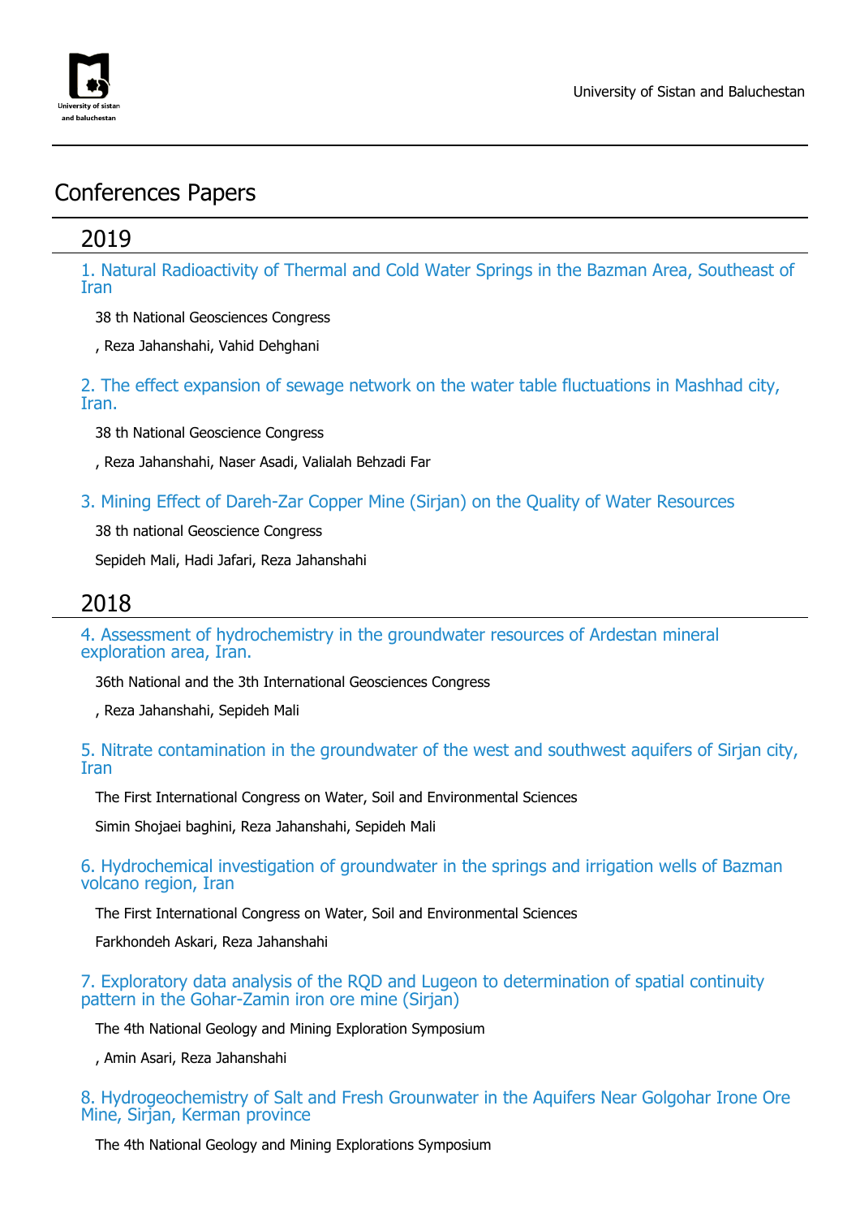# Conferences Papers

## 2019

### 1. Natural Radioactivity of Thermal and Cold Water Springs in the Bazman Area, Southeast of Iran

38 th National Geosciences Congress

, Reza Jahanshahi, Vahid Dehghani

### 2. The effect expansion of sewage network on the water table fluctuations in Mashhad city, Iran.

38 th National Geoscience Congress

, Reza Jahanshahi, Naser Asadi, Valialah Behzadi Far

### 3. Mining Effect of Dareh-Zar Copper Mine (Sirjan) on the Quality of Water Resources

38 th national Geoscience Congress

Sepideh Mali, Hadi Jafari, Reza Jahanshahi

## 2018

### 4. Assessment of hydrochemistry in the groundwater resources of Ardestan mineral exploration area, Iran.

36th National and the 3th International Geosciences Congress

, Reza Jahanshahi, Sepideh Mali

### 5. Nitrate contamination in the groundwater of the west and southwest aquifers of Sirjan city, Iran

The First International Congress on Water, Soil and Environmental Sciences

Simin Shojaei baghini, Reza Jahanshahi, Sepideh Mali

### 6. Hydrochemical investigation of groundwater in the springs and irrigation wells of Bazman volcano region, Iran

The First International Congress on Water, Soil and Environmental Sciences

Farkhondeh Askari, Reza Jahanshahi

### 7. Exploratory data analysis of the RQD and Lugeon to determination of spatial continuity pattern in the Gohar-Zamin iron ore mine (Sirjan)

The 4th National Geology and Mining Exploration Symposium

, Amin Asari, Reza Jahanshahi

### 8. Hydrogeochemistry of Salt and Fresh Grounwater in the Aquifers Near Golgohar Irone Ore Mine, Sirjan, Kerman province

The 4th National Geology and Mining Explorations Symposium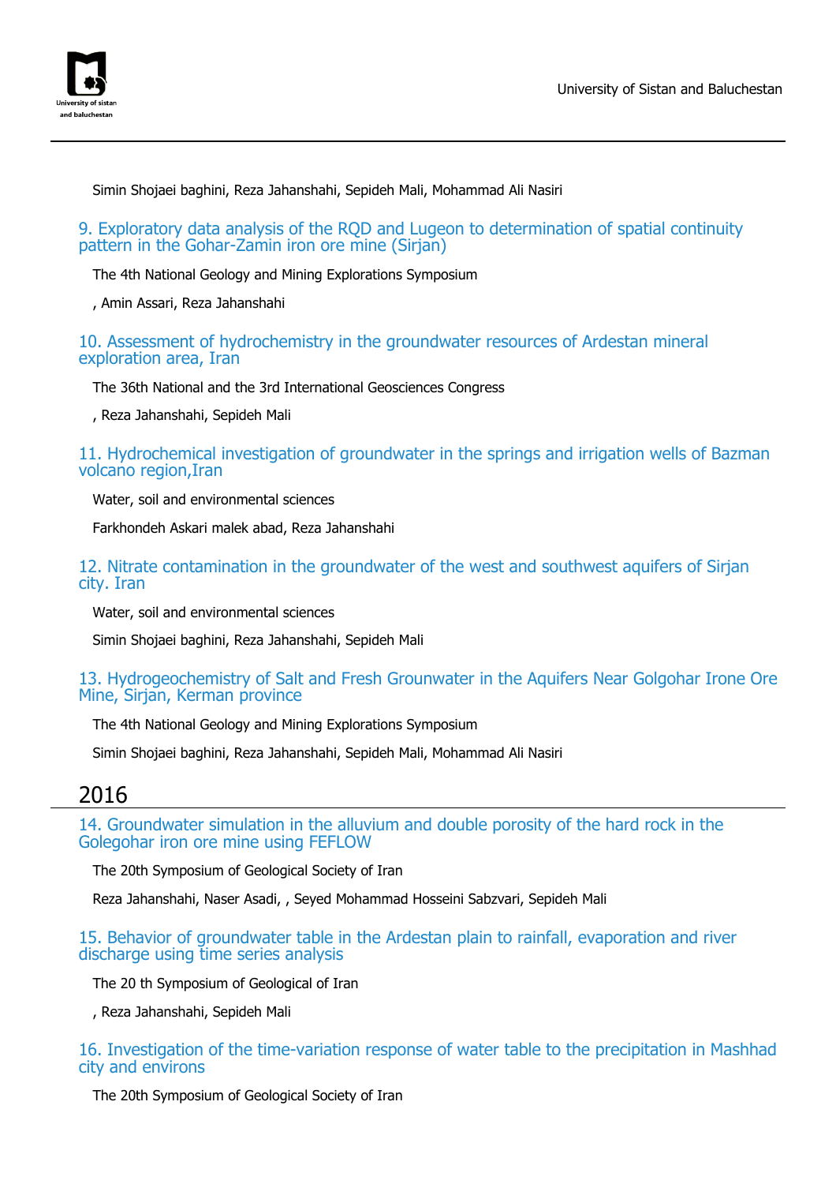Simin Shojaei baghini, Reza Jahanshahi, Sepideh Mali, Mohammad Ali Nasiri

### 9. Exploratory data analysis of the RQD and Lugeon to determination of spatial continuity pattern in the Gohar-Zamin iron ore mine (Sirjan)

The 4th National Geology and Mining Explorations Symposium

, Amin Assari, Reza Jahanshahi

### 10. Assessment of hydrochemistry in the groundwater resources of Ardestan mineral exploration area, Iran

The 36th National and the 3rd International Geosciences Congress

, Reza Jahanshahi, Sepideh Mali

### 11. Hydrochemical investigation of groundwater in the springs and irrigation wells of Bazman volcano region,Iran

Water, soil and environmental sciences

Farkhondeh Askari malek abad, Reza Jahanshahi

### 12. Nitrate contamination in the groundwater of the west and southwest aquifers of Sirjan city. Iran

Water, soil and environmental sciences

Simin Shojaei baghini, Reza Jahanshahi, Sepideh Mali

### 13. Hydrogeochemistry of Salt and Fresh Grounwater in the Aquifers Near Golgohar Irone Ore Mine, Sirjan, Kerman province

The 4th National Geology and Mining Explorations Symposium

Simin Shojaei baghini, Reza Jahanshahi, Sepideh Mali, Mohammad Ali Nasiri

## 2016

### 14. Groundwater simulation in the alluvium and double porosity of the hard rock in the Golegohar iron ore mine using FEFLOW

The 20th Symposium of Geological Society of Iran

Reza Jahanshahi, Naser Asadi, , Seyed Mohammad Hosseini Sabzvari, Sepideh Mali

### 15. Behavior of groundwater table in the Ardestan plain to rainfall, evaporation and river discharge using time series analysis

The 20 th Symposium of Geological of Iran

, Reza Jahanshahi, Sepideh Mali

### 16. Investigation of the time-variation response of water table to the precipitation in Mashhad city and environs

The 20th Symposium of Geological Society of Iran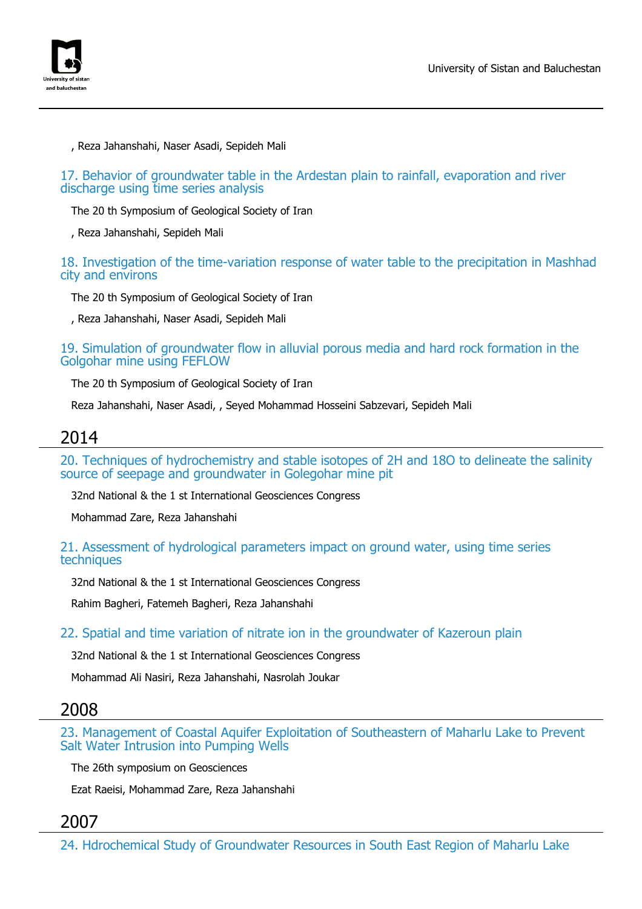, Reza Jahanshahi, Naser Asadi, Sepideh Mali

17. Behavior of groundwater table in the Ardestan plain to rainfall, evaporation and river discharge using time series analysis

The 20 th Symposium of Geological Society of Iran

, Reza Jahanshahi, Sepideh Mali

18. Investigation of the time-variation response of water table to the precipitation in Mashhad city and environs

The 20 th Symposium of Geological Society of Iran

, Reza Jahanshahi, Naser Asadi, Sepideh Mali

19. Simulation of groundwater flow in alluvial porous media and hard rock formation in the Golgohar mine using FEFLOW

The 20 th Symposium of Geological Society of Iran

Reza Jahanshahi, Naser Asadi, , Seyed Mohammad Hosseini Sabzevari, Sepideh Mali

## 2014

20. Techniques of hydrochemistry and stable isotopes of 2H and 18O to delineate the salinity source of seepage and groundwater in Golegohar mine pit

32nd National & the 1 st International Geosciences Congress

Mohammad Zare, Reza Jahanshahi

21. Assessment of hydrological parameters impact on ground water, using time series techniques

32nd National & the 1 st International Geosciences Congress

Rahim Bagheri, Fatemeh Bagheri, Reza Jahanshahi

22. Spatial and time variation of nitrate ion in the groundwater of Kazeroun plain

32nd National & the 1 st International Geosciences Congress

Mohammad Ali Nasiri, Reza Jahanshahi, Nasrolah Joukar

## 2008

23. Management of Coastal Aquifer Exploitation of Southeastern of Maharlu Lake to Prevent Salt Water Intrusion into Pumping Wells

The 26th symposium on Geosciences

Ezat Raeisi, Mohammad Zare, Reza Jahanshahi

## 2007

24. Hdrochemical Study of Groundwater Resources in South East Region of Maharlu Lake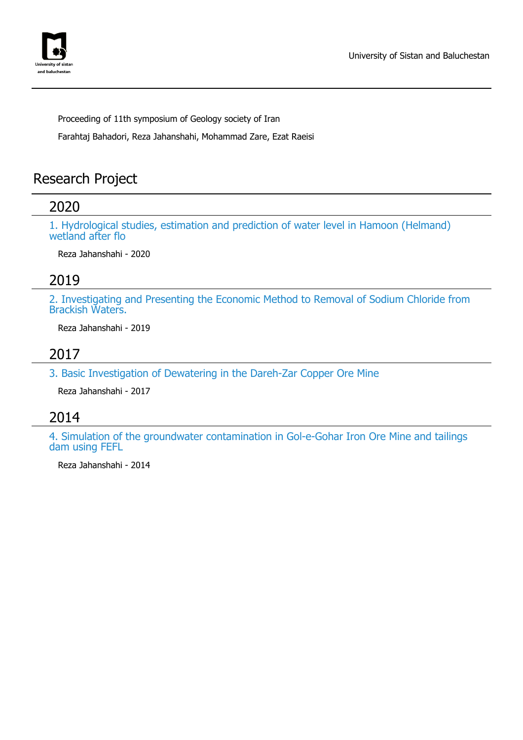Proceeding of 11th symposium of Geology society of Iran

Farahtaj Bahadori, Reza Jahanshahi, Mohammad Zare, Ezat Raeisi

# Research Project

## 2020

1. Hydrological studies, estimation and prediction of water level in Hamoon (Helmand) wetland after flo

Reza Jahanshahi - 2020

## 2019

2. Investigating and Presenting the Economic Method to Removal of Sodium Chloride from Brackish Waters.

Reza Jahanshahi - 2019

## 2017

3. Basic Investigation of Dewatering in the Dareh-Zar Copper Ore Mine

Reza Jahanshahi - 2017

## 2014

4. Simulation of the groundwater contamination in Gol-e-Gohar Iron Ore Mine and tailings dam using FEFL

Reza Jahanshahi - 2014